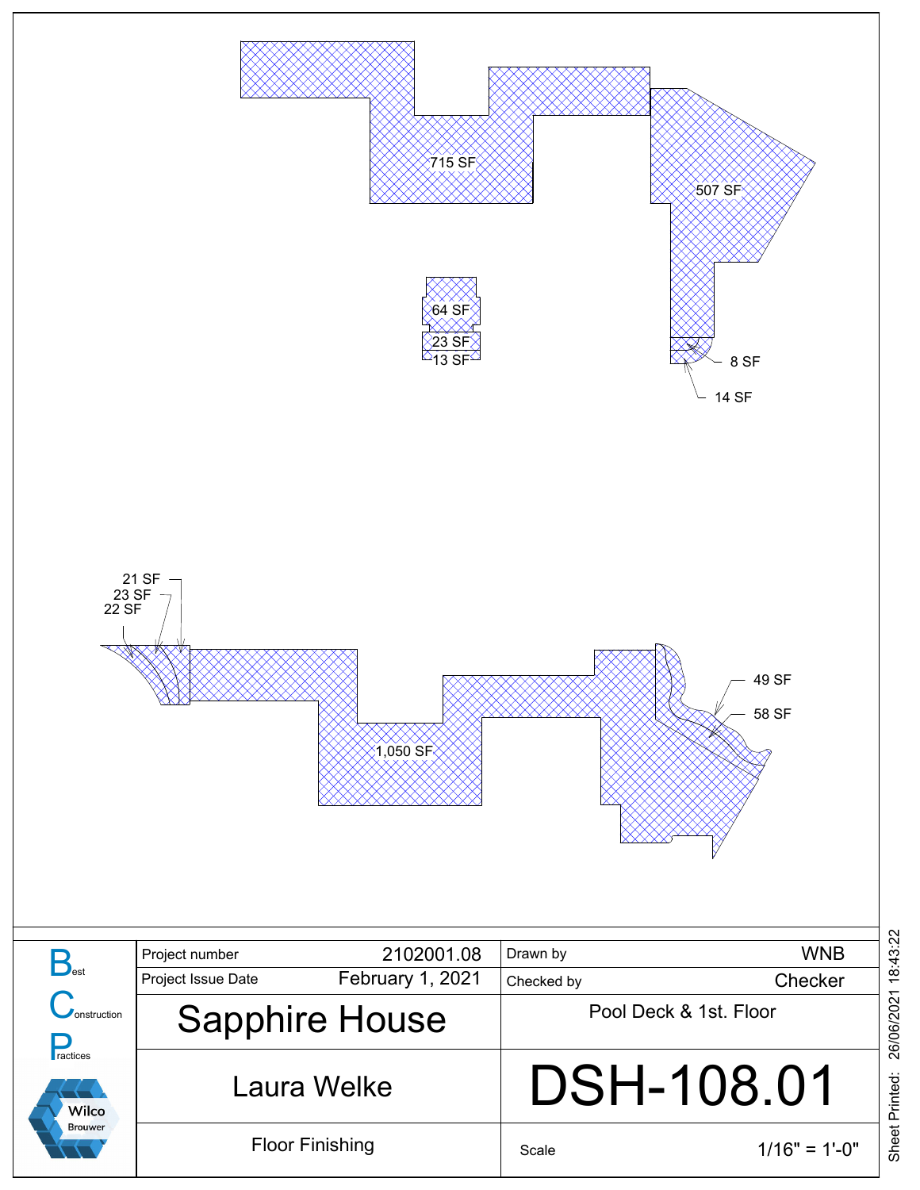715 SF

507 SF

64 SF

23 SF

13 SF

8 SF

14 SF

21 SF

23 SF

22 SF

1,050 SF

49 SF

58 SF

| | | | | |
|---|---|---|---|---|
| Best Construction Practices | Project number | 2102001.08 | Drawn by | WNB |
| | Project Issue Date | February 1, 2021 | Checked by | Checker |
| | Sapphire House | | Pool Deck & 1st. Floor | |
| | Laura Welke | | DSH-108.01 | |
| Wilco Brouwer | Floor Finishing | | Scale | 1/16" = 1'-0" |

Sheet Printed: 26/06/2021 18:43:22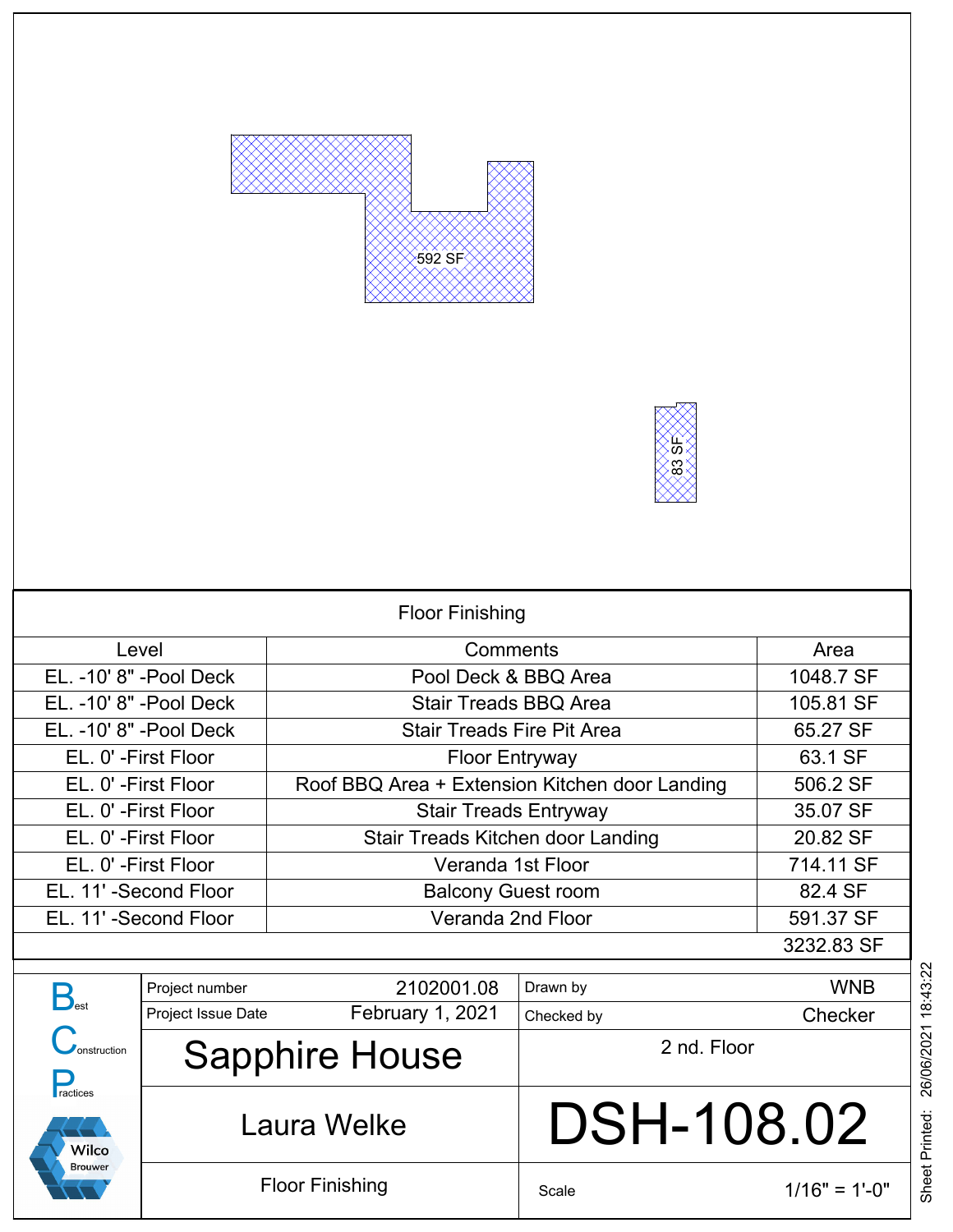592 SF

83 SF

| Floor Finishing | | |
|---|---|---|
| Level | Comments | Area |
| EL. -10' 8" -Pool Deck | Pool Deck & BBQ Area | 1048.7 SF |
| EL. -10' 8" -Pool Deck | Stair Treads BBQ Area | 105.81 SF |
| EL. -10' 8" -Pool Deck | Stair Treads Fire Pit Area | 65.27 SF |
| EL. 0' -First Floor | Floor Entryway | 63.1 SF |
| EL. 0' -First Floor | Roof BBQ Area + Extension Kitchen door Landing | 506.2 SF |
| EL. 0' -First Floor | Stair Treads Entryway | 35.07 SF |
| EL. 0' -First Floor | Stair Treads Kitchen door Landing | 20.82 SF |
| EL. 0' -First Floor | Veranda 1st Floor | 714.11 SF |
| EL. 11' -Second Floor | Balcony Guest room | 82.4 SF |
| EL. 11' -Second Floor | Veranda 2nd Floor | 591.37 SF |
| | | 3232.83 SF |

Best Construction Practices

Wilco Brouwer

| | | | |
|---|---|---|---|
| Project number | 2102001.08 | Drawn by | WNB |
| Project Issue Date | February 1, 2021 | Checked by | Checker |

# Sapphire House

2 nd. Floor

Laura Welke

# DSH-108.02

Floor Finishing

Scale 1/16" = 1'-0"

Sheet Printed: 26/06/2021 18:43:22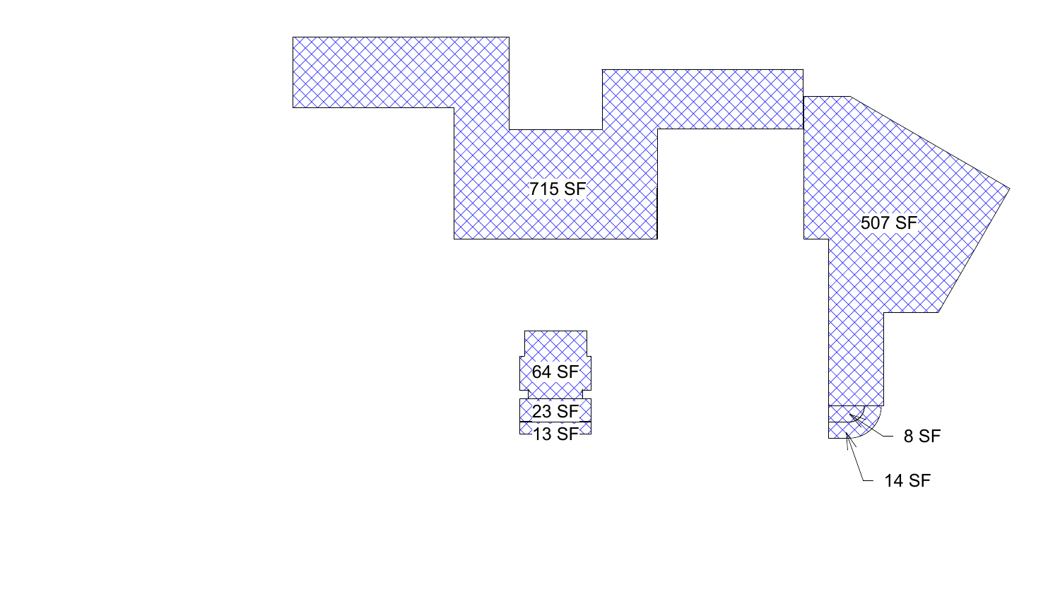715 SF

507 SF

64 SF

23 SF

13 SF

8 SF

14 SF